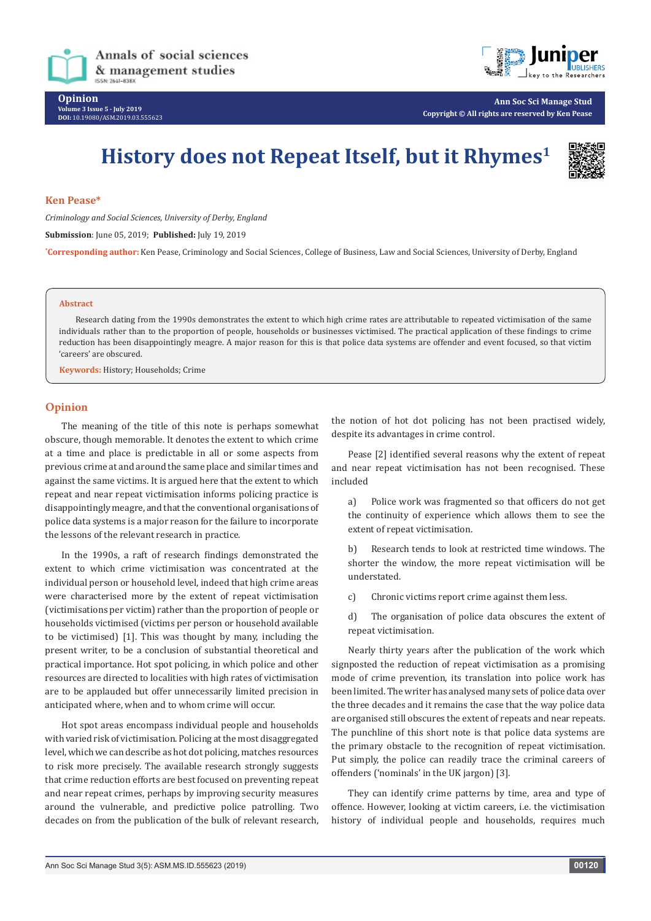# History does not Repeat Itself, but it Rhymes[1]

**Ken Pease***

*Criminology and Social Sciences, University of Derby, England*

**Submission**: June 05, 2019; **Published:** July 19, 2019

*Corresponding author: Ken Pease, Criminology and Social Sciences, College of Business, Law and Social Sciences, University of Derby, England

**Abstract**

Research dating from the 1990s demonstrates the extent to which high crime rates are attributable to repeated victimisation of the same individuals rather than to the proportion of people, households or businesses victimised. The practical application of these findings to crime reduction has been disappointingly meagre. A major reason for this is that police data systems are offender and event focused, so that victim 'careers' are obscured.

**Keywords:** History; Households; Crime

## Opinion

The meaning of the title of this note is perhaps somewhat obscure, though memorable. It denotes the extent to which crime at a time and place is predictable in all or some aspects from previous crime at and around the same place and similar times and against the same victims. It is argued here that the extent to which repeat and near repeat victimisation informs policing practice is disappointingly meagre, and that the conventional organisations of police data systems is a major reason for the failure to incorporate the lessons of the relevant research in practice.

In the 1990s, a raft of research findings demonstrated the extent to which crime victimisation was concentrated at the individual person or household level, indeed that high crime areas were characterised more by the extent of repeat victimisation (victimisations per victim) rather than the proportion of people or households victimised (victims per person or household available to be victimised) [1]. This was thought by many, including the present writer, to be a conclusion of substantial theoretical and practical importance. Hot spot policing, in which police and other resources are directed to localities with high rates of victimisation are to be applauded but offer unnecessarily limited precision in anticipated where, when and to whom crime will occur.

Hot spot areas encompass individual people and households with varied risk of victimisation. Policing at the most disaggregated level, which we can describe as hot dot policing, matches resources to risk more precisely. The available research strongly suggests that crime reduction efforts are best focused on preventing repeat and near repeat crimes, perhaps by improving security measures around the vulnerable, and predictive police patrolling. Two decades on from the publication of the bulk of relevant research, the notion of hot dot policing has not been practised widely, despite its advantages in crime control.

Pease [2] identified several reasons why the extent of repeat and near repeat victimisation has not been recognised. These included

a) Police work was fragmented so that officers do not get the continuity of experience which allows them to see the extent of repeat victimisation.

b) Research tends to look at restricted time windows. The shorter the window, the more repeat victimisation will be understated.

c) Chronic victims report crime against them less.

d) The organisation of police data obscures the extent of repeat victimisation.

Nearly thirty years after the publication of the work which signposted the reduction of repeat victimisation as a promising mode of crime prevention, its translation into police work has been limited. The writer has analysed many sets of police data over the three decades and it remains the case that the way police data are organised still obscures the extent of repeats and near repeats. The punchline of this short note is that police data systems are the primary obstacle to the recognition of repeat victimisation. Put simply, the police can readily trace the criminal careers of offenders ('nominals' in the UK jargon) [3].

They can identify crime patterns by time, area and type of offence. However, looking at victim careers, i.e. the victimisation history of individual people and households, requires much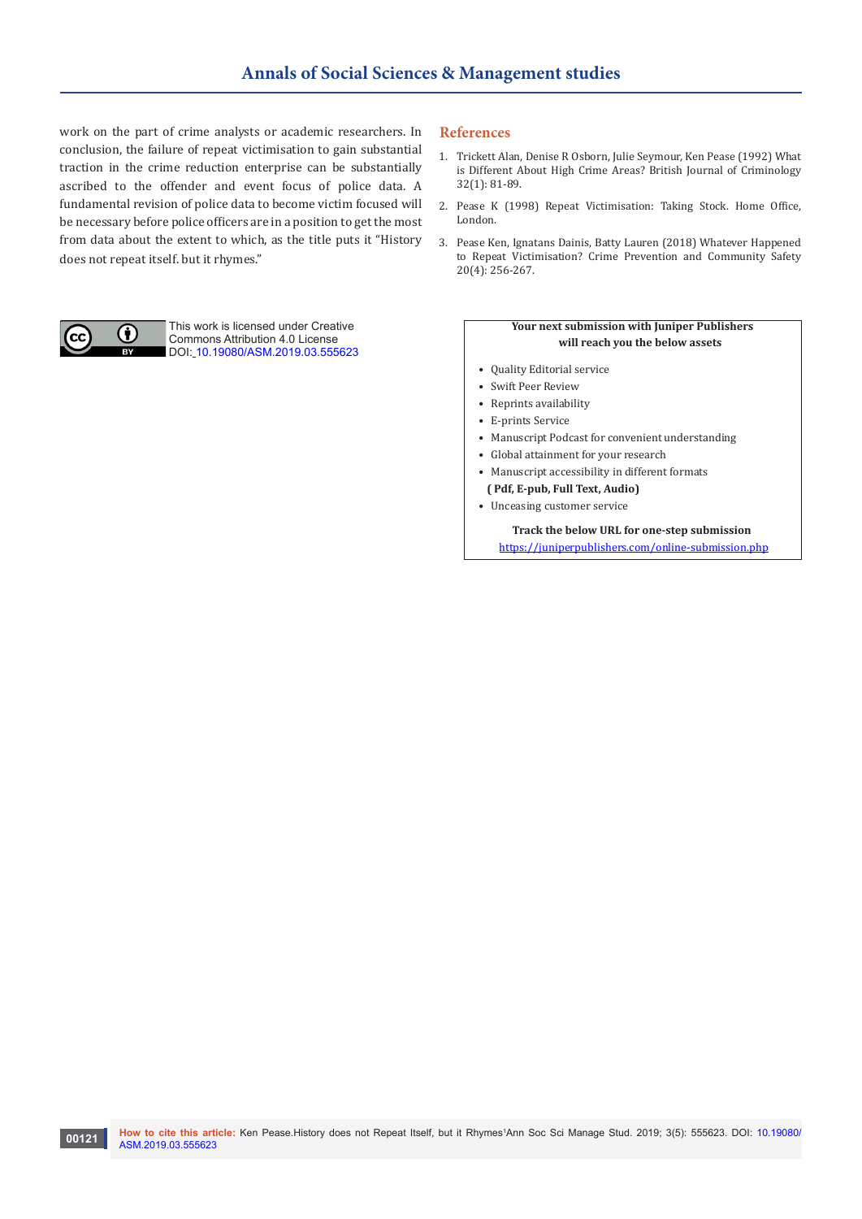work on the part of crime analysts or academic researchers. In conclusion, the failure of repeat victimisation to gain substantial traction in the crime reduction enterprise can be substantially ascribed to the offender and event focus of police data. A fundamental revision of police data to become victim focused will be necessary before police officers are in a position to get the most from data about the extent to which, as the title puts it "History does not repeat itself. but it rhymes."

## References

1. Trickett Alan, Denise R Osborn, Julie Seymour, Ken Pease (1992) What is Different About High Crime Areas? British Journal of Criminology 32(1): 81-89.
2. Pease K (1998) Repeat Victimisation: Taking Stock. Home Office, London.
3. Pease Ken, Ignatans Dainis, Batty Lauren (2018) Whatever Happened to Repeat Victimisation? Crime Prevention and Community Safety 20(4): 256-267.

This work is licensed under Creative Commons Attribution 4.0 License
DOI: 10.19080/ASM.2019.03.555623

**Your next submission with Juniper Publishers will reach you the below assets**

- Quality Editorial service
- Swift Peer Review
- Reprints availability
- E-prints Service
- Manuscript Podcast for convenient understanding
- Global attainment for your research
- Manuscript accessibility in different formats

**( Pdf, E-pub, Full Text, Audio)**

- Unceasing customer service

**Track the below URL for one-step submission**
https://juniperpublishers.com/online-submission.php

**How to cite this article:** Ken Pease.History does not Repeat Itself, but it Rhymes'Ann Soc Sci Manage Stud. 2019; 3(5): 555623. DOI: 10.19080/ASM.2019.03.555623